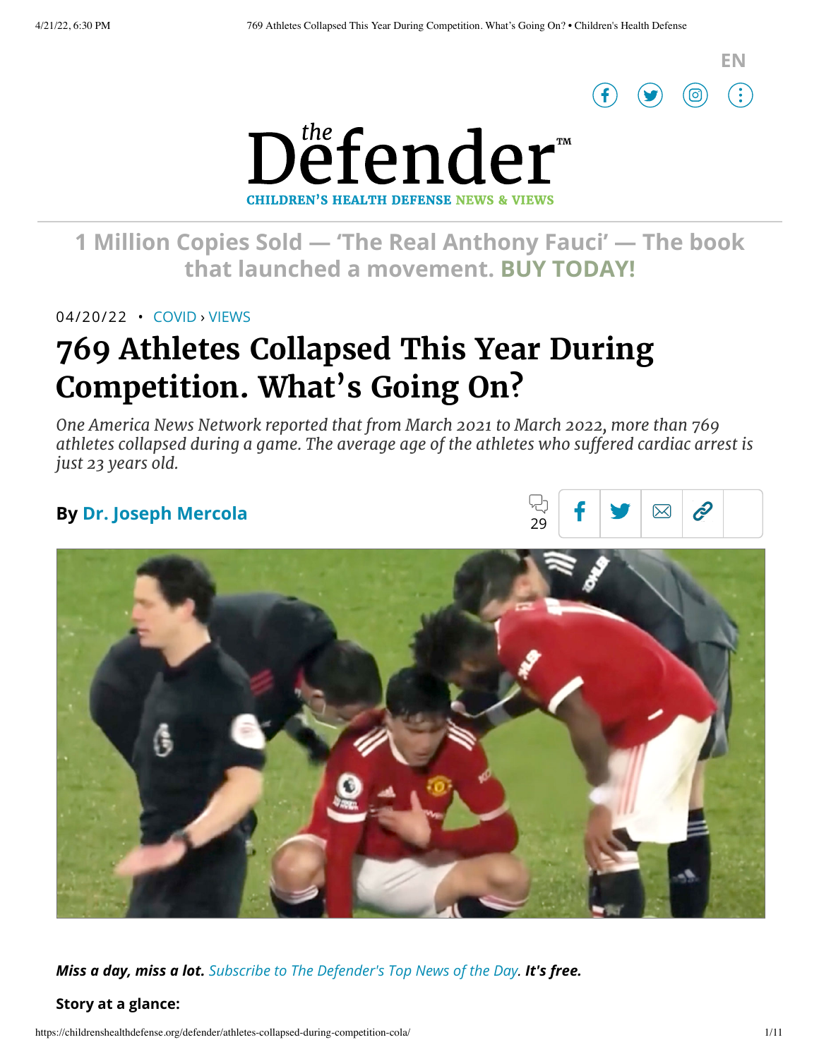EN

the Defender™

CHILDREN'S HEALTH DEFENSE NEWS & VIEWS

1 Million Copies Sold — 'The Real Anthony Fauci' — The book that launched a movement. BUY TODAY!

04/20/22 • COVID › VIEWS

# 769 Athletes Collapsed This Year During Competition. What's Going On?

*One America News Network reported that from March 2021 to March 2022, more than 769 athletes collapsed during a game. The average age of the athletes who suffered cardiac arrest is just 23 years old.*

**By Dr. Joseph Mercola**

29

***Miss a day, miss a lot.*** *Subscribe to The Defender's Top News of the Day.* ***It's free.***

**Story at a glance:**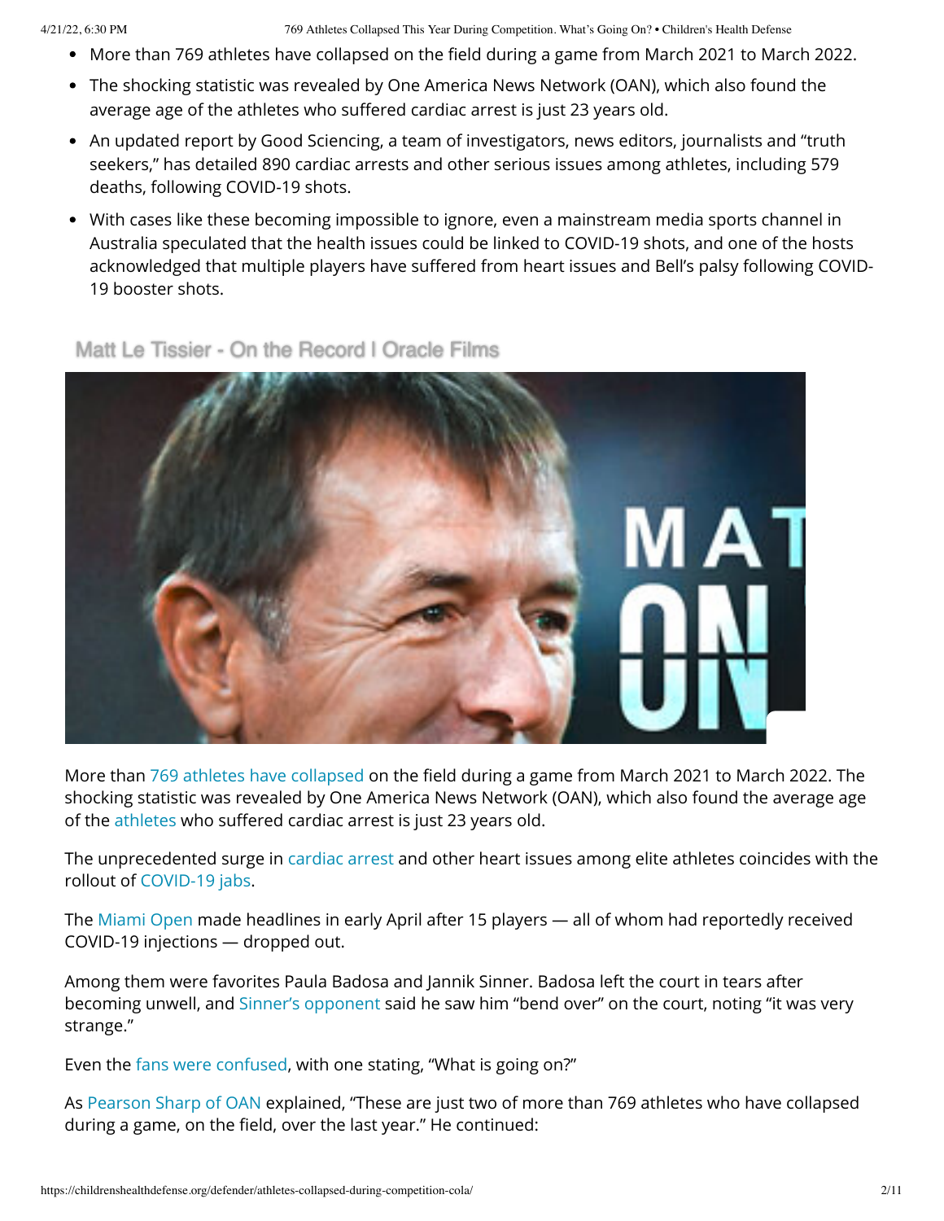- More than 769 athletes have collapsed on the field during a game from March 2021 to March 2022.
- The shocking statistic was revealed by One America News Network (OAN), which also found the average age of the athletes who suffered cardiac arrest is just 23 years old.
- An updated report by Good Sciencing, a team of investigators, news editors, journalists and "truth seekers," has detailed 890 cardiac arrests and other serious issues among athletes, including 579 deaths, following COVID-19 shots.
- With cases like these becoming impossible to ignore, even a mainstream media sports channel in Australia speculated that the health issues could be linked to COVID-19 shots, and one of the hosts acknowledged that multiple players have suffered from heart issues and Bell's palsy following COVID-19 booster shots.

Matt Le Tissier - On the Record I Oracle Films

More than 769 athletes have collapsed on the field during a game from March 2021 to March 2022. The shocking statistic was revealed by One America News Network (OAN), which also found the average age of the athletes who suffered cardiac arrest is just 23 years old.

The unprecedented surge in cardiac arrest and other heart issues among elite athletes coincides with the rollout of COVID-19 jabs.

The Miami Open made headlines in early April after 15 players — all of whom had reportedly received COVID-19 injections — dropped out.

Among them were favorites Paula Badosa and Jannik Sinner. Badosa left the court in tears after becoming unwell, and Sinner's opponent said he saw him "bend over" on the court, noting "it was very strange."

Even the fans were confused, with one stating, "What is going on?"

As Pearson Sharp of OAN explained, "These are just two of more than 769 athletes who have collapsed during a game, on the field, over the last year." He continued: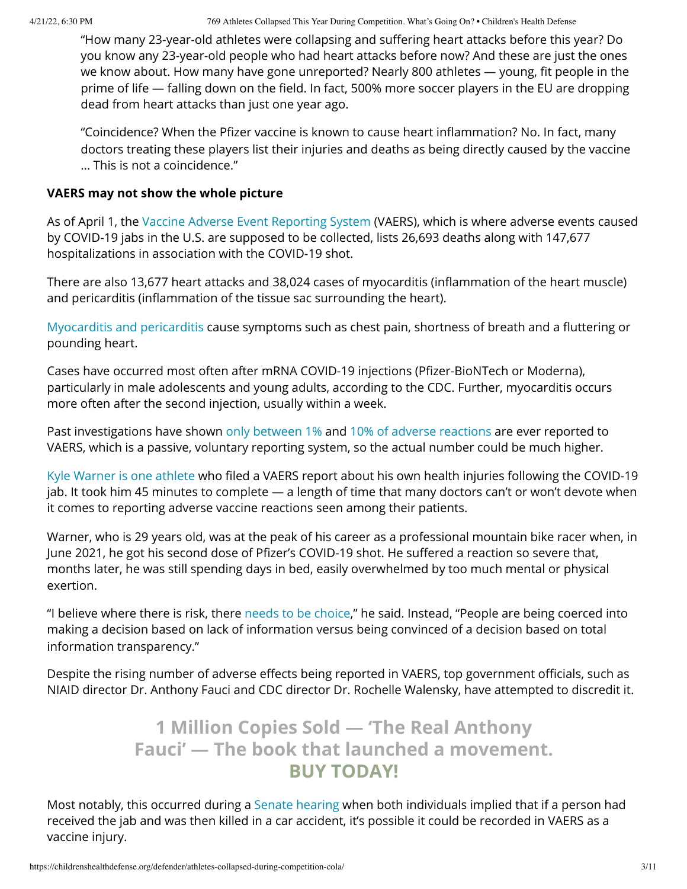"How many 23-year-old athletes were collapsing and suffering heart attacks before this year? Do you know any 23-year-old people who had heart attacks before now? And these are just the ones we know about. How many have gone unreported? Nearly 800 athletes — young, fit people in the prime of life — falling down on the field. In fact, 500% more soccer players in the EU are dropping dead from heart attacks than just one year ago.

"Coincidence? When the Pfizer vaccine is known to cause heart inflammation? No. In fact, many doctors treating these players list their injuries and deaths as being directly caused by the vaccine … This is not a coincidence."

**VAERS may not show the whole picture**

As of April 1, the Vaccine Adverse Event Reporting System (VAERS), which is where adverse events caused by COVID-19 jabs in the U.S. are supposed to be collected, lists 26,693 deaths along with 147,677 hospitalizations in association with the COVID-19 shot.

There are also 13,677 heart attacks and 38,024 cases of myocarditis (inflammation of the heart muscle) and pericarditis (inflammation of the tissue sac surrounding the heart).

Myocarditis and pericarditis cause symptoms such as chest pain, shortness of breath and a fluttering or pounding heart.

Cases have occurred most often after mRNA COVID-19 injections (Pfizer-BioNTech or Moderna), particularly in male adolescents and young adults, according to the CDC. Further, myocarditis occurs more often after the second injection, usually within a week.

Past investigations have shown only between 1% and 10% of adverse reactions are ever reported to VAERS, which is a passive, voluntary reporting system, so the actual number could be much higher.

Kyle Warner is one athlete who filed a VAERS report about his own health injuries following the COVID-19 jab. It took him 45 minutes to complete — a length of time that many doctors can't or won't devote when it comes to reporting adverse vaccine reactions seen among their patients.

Warner, who is 29 years old, was at the peak of his career as a professional mountain bike racer when, in June 2021, he got his second dose of Pfizer's COVID-19 shot. He suffered a reaction so severe that, months later, he was still spending days in bed, easily overwhelmed by too much mental or physical exertion.

"I believe where there is risk, there needs to be choice," he said. Instead, "People are being coerced into making a decision based on lack of information versus being convinced of a decision based on total information transparency."

Despite the rising number of adverse effects being reported in VAERS, top government officials, such as NIAID director Dr. Anthony Fauci and CDC director Dr. Rochelle Walensky, have attempted to discredit it.

**1 Million Copies Sold — 'The Real Anthony Fauci' — The book that launched a movement. BUY TODAY!**

Most notably, this occurred during a Senate hearing when both individuals implied that if a person had received the jab and was then killed in a car accident, it's possible it could be recorded in VAERS as a vaccine injury.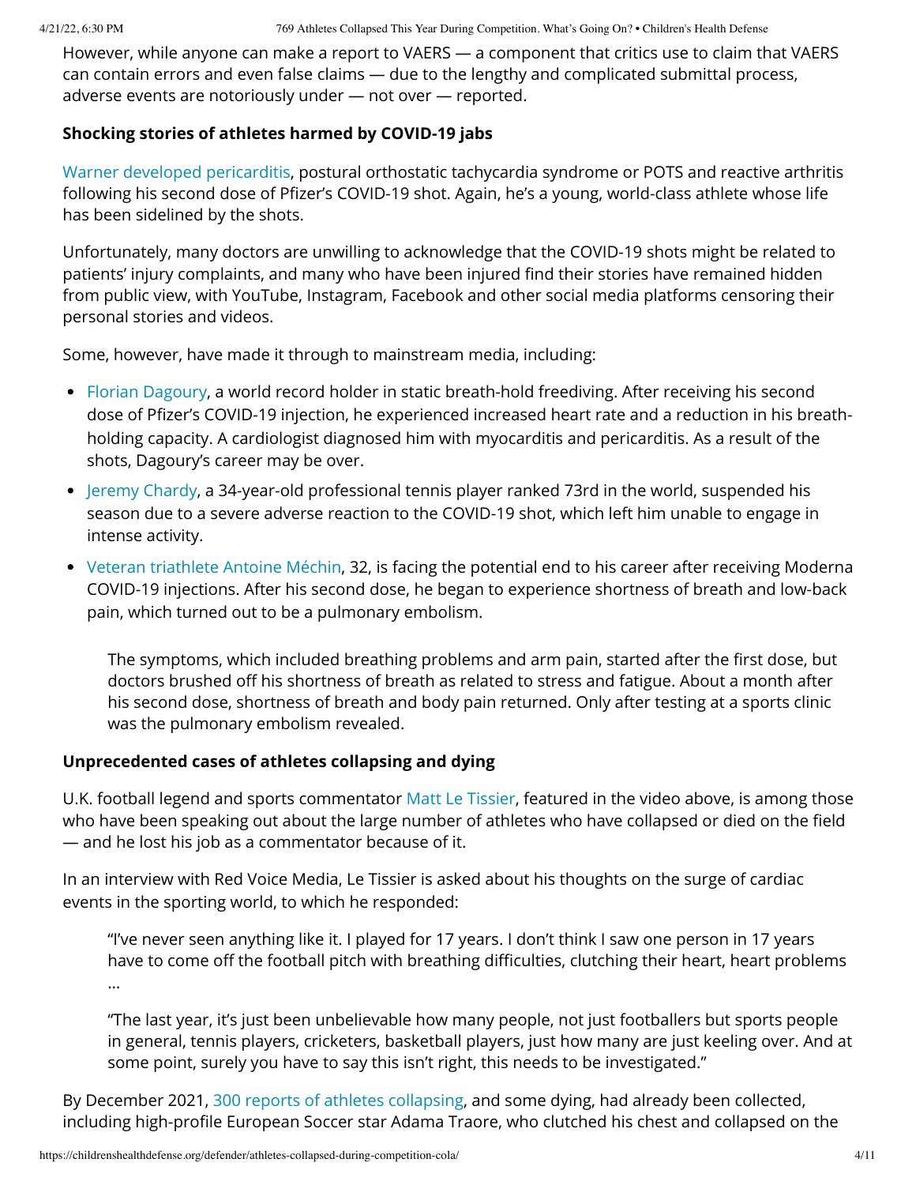However, while anyone can make a report to VAERS — a component that critics use to claim that VAERS can contain errors and even false claims — due to the lengthy and complicated submittal process, adverse events are notoriously under — not over — reported.

### Shocking stories of athletes harmed by COVID-19 jabs

Warner developed pericarditis, postural orthostatic tachycardia syndrome or POTS and reactive arthritis following his second dose of Pfizer's COVID-19 shot. Again, he's a young, world-class athlete whose life has been sidelined by the shots.

Unfortunately, many doctors are unwilling to acknowledge that the COVID-19 shots might be related to patients' injury complaints, and many who have been injured find their stories have remained hidden from public view, with YouTube, Instagram, Facebook and other social media platforms censoring their personal stories and videos.

Some, however, have made it through to mainstream media, including:

- Florian Dagoury, a world record holder in static breath-hold freediving. After receiving his second dose of Pfizer's COVID-19 injection, he experienced increased heart rate and a reduction in his breath-holding capacity. A cardiologist diagnosed him with myocarditis and pericarditis. As a result of the shots, Dagoury's career may be over.
- Jeremy Chardy, a 34-year-old professional tennis player ranked 73rd in the world, suspended his season due to a severe adverse reaction to the COVID-19 shot, which left him unable to engage in intense activity.
- Veteran triathlete Antoine Méchin, 32, is facing the potential end to his career after receiving Moderna COVID-19 injections. After his second dose, he began to experience shortness of breath and low-back pain, which turned out to be a pulmonary embolism.

> The symptoms, which included breathing problems and arm pain, started after the first dose, but doctors brushed off his shortness of breath as related to stress and fatigue. About a month after his second dose, shortness of breath and body pain returned. Only after testing at a sports clinic was the pulmonary embolism revealed.

### Unprecedented cases of athletes collapsing and dying

U.K. football legend and sports commentator Matt Le Tissier, featured in the video above, is among those who have been speaking out about the large number of athletes who have collapsed or died on the field — and he lost his job as a commentator because of it.

In an interview with Red Voice Media, Le Tissier is asked about his thoughts on the surge of cardiac events in the sporting world, to which he responded:

> "I've never seen anything like it. I played for 17 years. I don't think I saw one person in 17 years have to come off the football pitch with breathing difficulties, clutching their heart, heart problems …
>
> "The last year, it's just been unbelievable how many people, not just footballers but sports people in general, tennis players, cricketers, basketball players, just how many are just keeling over. And at some point, surely you have to say this isn't right, this needs to be investigated."

By December 2021, 300 reports of athletes collapsing, and some dying, had already been collected, including high-profile European Soccer star Adama Traore, who clutched his chest and collapsed on the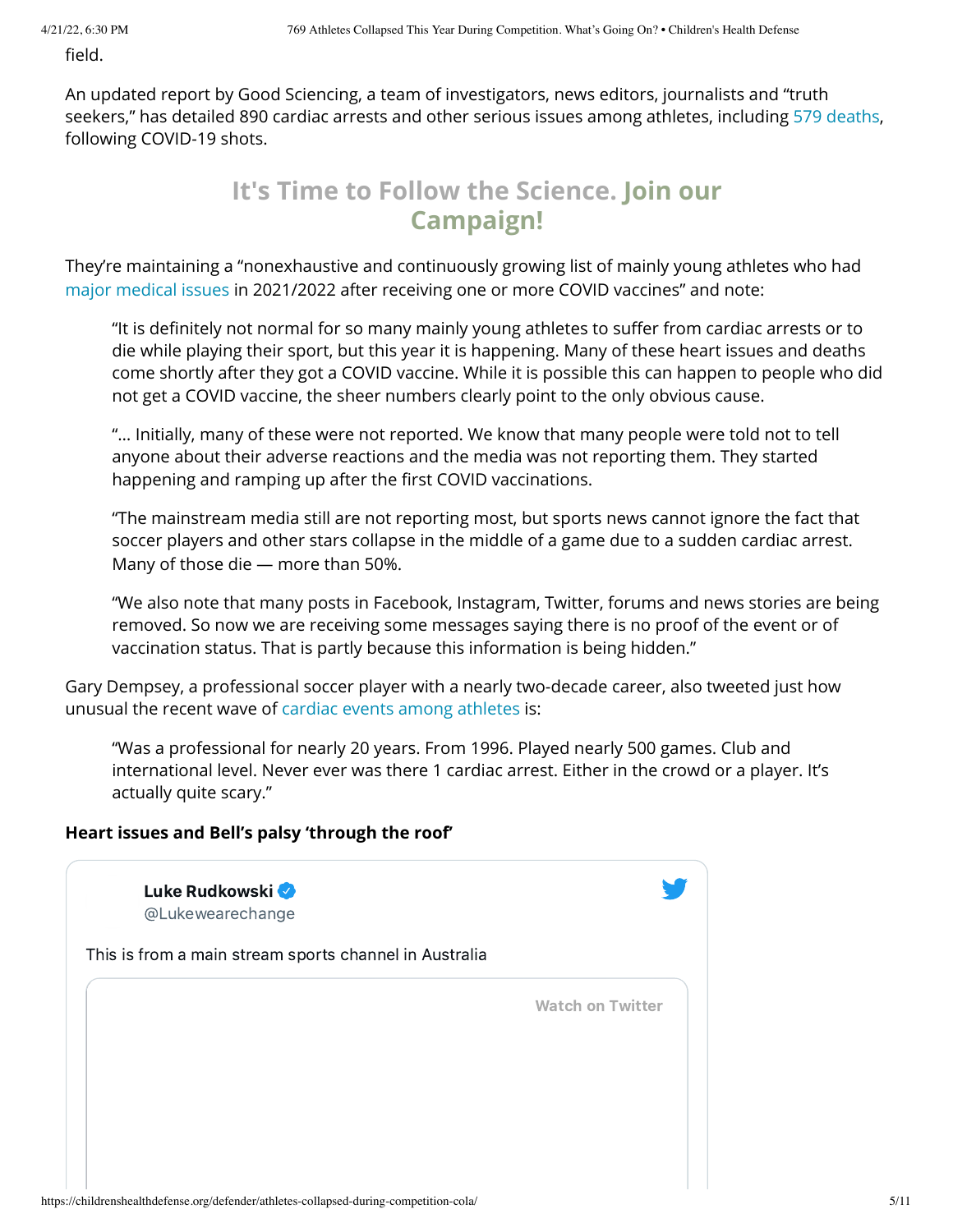field.

An updated report by Good Sciencing, a team of investigators, news editors, journalists and "truth seekers," has detailed 890 cardiac arrests and other serious issues among athletes, including 579 deaths, following COVID-19 shots.

## It's Time to Follow the Science. Join our Campaign!

They're maintaining a "nonexhaustive and continuously growing list of mainly young athletes who had major medical issues in 2021/2022 after receiving one or more COVID vaccines" and note:

> "It is definitely not normal for so many mainly young athletes to suffer from cardiac arrests or to die while playing their sport, but this year it is happening. Many of these heart issues and deaths come shortly after they got a COVID vaccine. While it is possible this can happen to people who did not get a COVID vaccine, the sheer numbers clearly point to the only obvious cause.
>
> "… Initially, many of these were not reported. We know that many people were told not to tell anyone about their adverse reactions and the media was not reporting them. They started happening and ramping up after the first COVID vaccinations.
>
> "The mainstream media still are not reporting most, but sports news cannot ignore the fact that soccer players and other stars collapse in the middle of a game due to a sudden cardiac arrest. Many of those die — more than 50%.
>
> "We also note that many posts in Facebook, Instagram, Twitter, forums and news stories are being removed. So now we are receiving some messages saying there is no proof of the event or of vaccination status. That is partly because this information is being hidden."

Gary Dempsey, a professional soccer player with a nearly two-decade career, also tweeted just how unusual the recent wave of cardiac events among athletes is:

> "Was a professional for nearly 20 years. From 1996. Played nearly 500 games. Club and international level. Never ever was there 1 cardiac arrest. Either in the crowd or a player. It's actually quite scary."

**Heart issues and Bell's palsy 'through the roof'**

> **Luke Rudkowski** @Lukewearechange
>
> This is from a main stream sports channel in Australia
>
> Watch on Twitter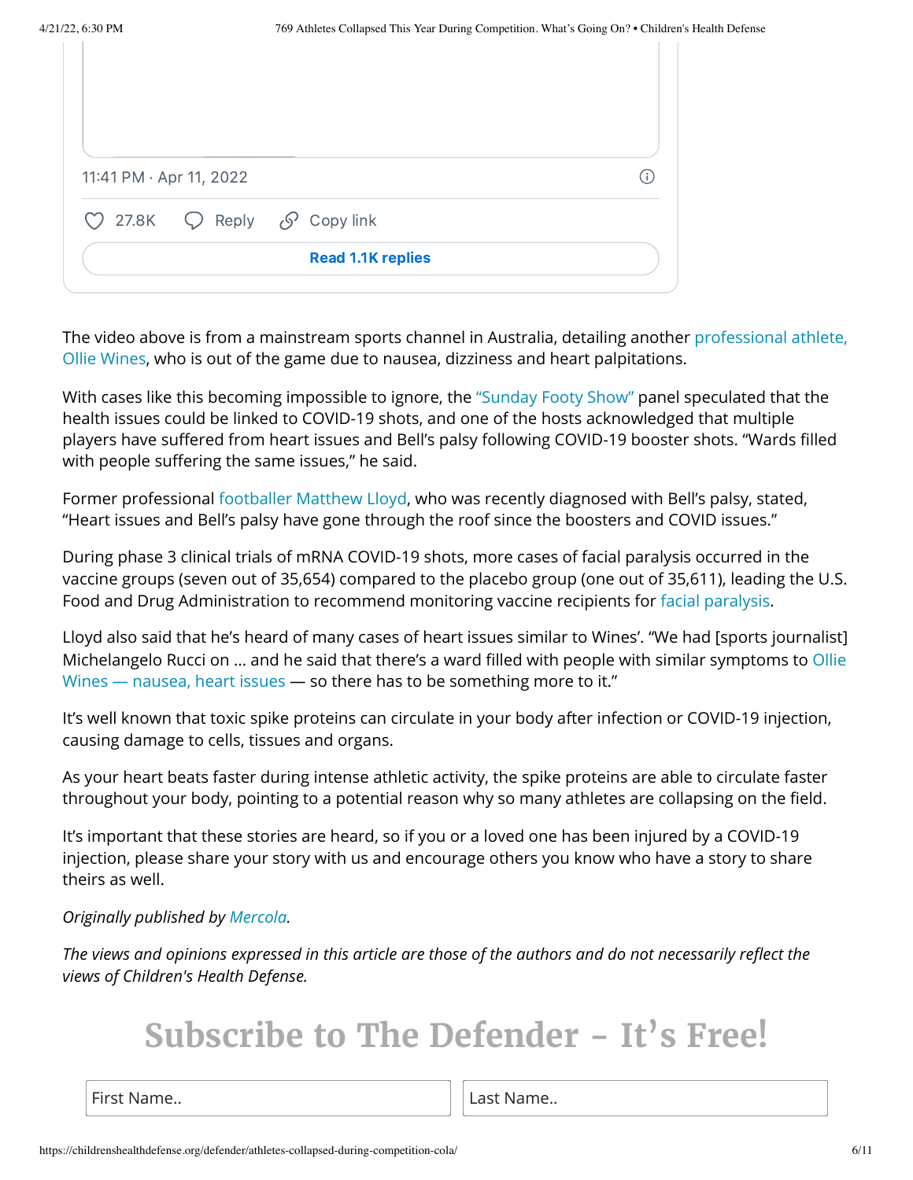11:41 PM · Apr 11, 2022

27.8K Reply Copy link

Read 1.1K replies

The video above is from a mainstream sports channel in Australia, detailing another professional athlete, Ollie Wines, who is out of the game due to nausea, dizziness and heart palpitations.

With cases like this becoming impossible to ignore, the "Sunday Footy Show" panel speculated that the health issues could be linked to COVID-19 shots, and one of the hosts acknowledged that multiple players have suffered from heart issues and Bell's palsy following COVID-19 booster shots. "Wards filled with people suffering the same issues," he said.

Former professional footballer Matthew Lloyd, who was recently diagnosed with Bell's palsy, stated, "Heart issues and Bell's palsy have gone through the roof since the boosters and COVID issues."

During phase 3 clinical trials of mRNA COVID-19 shots, more cases of facial paralysis occurred in the vaccine groups (seven out of 35,654) compared to the placebo group (one out of 35,611), leading the U.S. Food and Drug Administration to recommend monitoring vaccine recipients for facial paralysis.

Lloyd also said that he's heard of many cases of heart issues similar to Wines'. "We had [sports journalist] Michelangelo Rucci on … and he said that there's a ward filled with people with similar symptoms to Ollie Wines — nausea, heart issues — so there has to be something more to it."

It's well known that toxic spike proteins can circulate in your body after infection or COVID-19 injection, causing damage to cells, tissues and organs.

As your heart beats faster during intense athletic activity, the spike proteins are able to circulate faster throughout your body, pointing to a potential reason why so many athletes are collapsing on the field.

It's important that these stories are heard, so if you or a loved one has been injured by a COVID-19 injection, please share your story with us and encourage others you know who have a story to share theirs as well.

*Originally published by Mercola.*

*The views and opinions expressed in this article are those of the authors and do not necessarily reflect the views of Children's Health Defense.*

## Subscribe to The Defender – It's Free!

First Name.. | Last Name..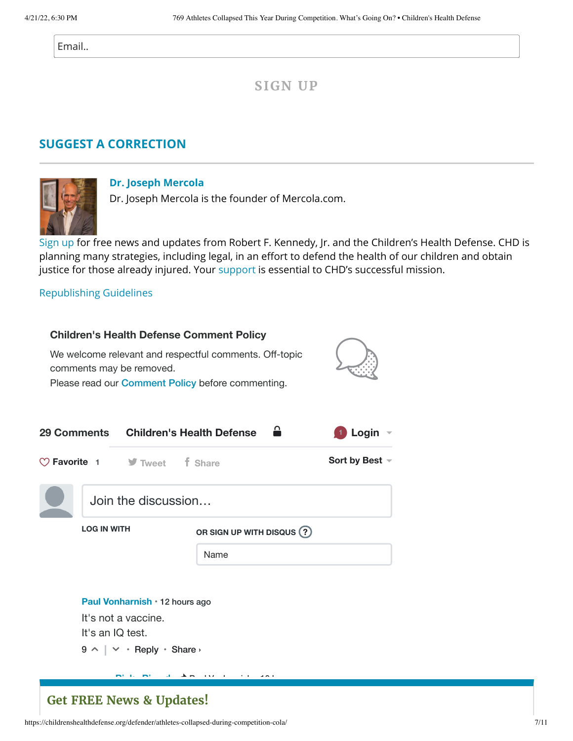Email..

SIGN UP

## SUGGEST A CORRECTION

**Dr. Joseph Mercola**

Dr. Joseph Mercola is the founder of Mercola.com.

Sign up for free news and updates from Robert F. Kennedy, Jr. and the Children's Health Defense. CHD is planning many strategies, including legal, in an effort to defend the health of our children and obtain justice for those already injured. Your support is essential to CHD's successful mission.

Republishing Guidelines

**Children's Health Defense Comment Policy**

We welcome relevant and respectful comments. Off-topic comments may be removed.

Please read our Comment Policy before commenting.

**29 Comments** **Children's Health Defense** **Login**

Favorite 1 Tweet Share Sort by Best

Join the discussion…

LOG IN WITH

OR SIGN UP WITH DISQUS ?

Name

**Paul Vonharnish** • 12 hours ago

It's not a vaccine.
It's an IQ test.

9 • Reply • Share ›

## Get FREE News & Updates!